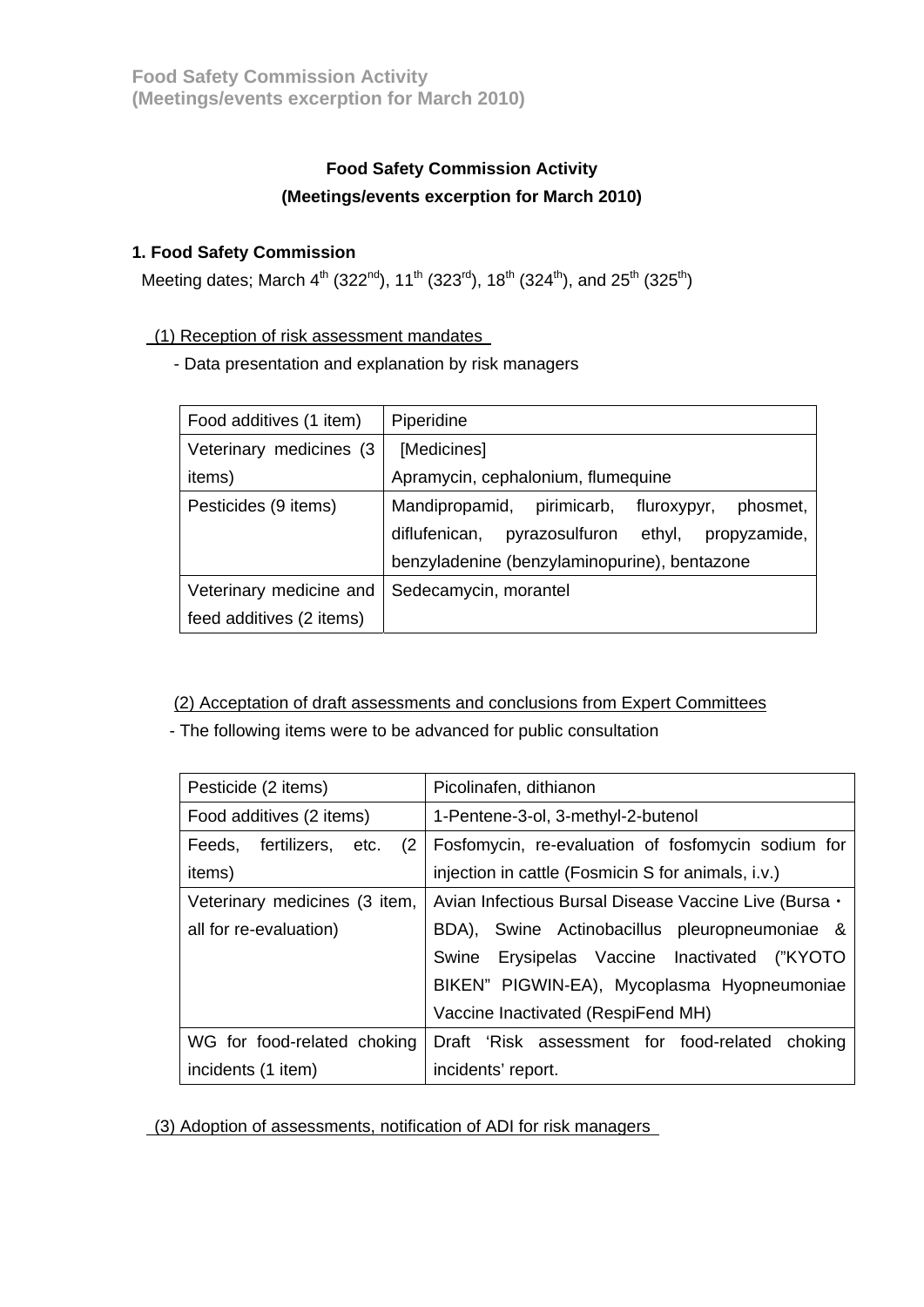# Food Safety Commission Activity
## (Meetings/events excerption for March 2010)

### 1. Food Safety Commission

Meeting dates; March 4th (322nd), 11th (323rd), 18th (324th), and 25th (325th)

(1) Reception of risk assessment mandates

- Data presentation and explanation by risk managers

| Food additives (1 item) | Piperidine |
|---|---|
| Veterinary medicines (3 items) | [Medicines] Apramycin, cephalonium, flumequine |
| Pesticides (9 items) | Mandipropamid, pirimicarb, fluroxypyr, phosmet, diflufenican, pyrazosulfuron ethyl, propyzamide, benzyladenine (benzylaminopurine), bentazone |
| Veterinary medicine and feed additives (2 items) | Sedecamycin, morantel |

(2) Acceptation of draft assessments and conclusions from Expert Committees

- The following items were to be advanced for public consultation

| Pesticide (2 items) | Picolinafen, dithianon |
|---|---|
| Food additives (2 items) | 1-Pentene-3-ol, 3-methyl-2-butenol |
| Feeds, fertilizers, etc. (2 items) | Fosfomycin, re-evaluation of fosfomycin sodium for injection in cattle (Fosmicin S for animals, i.v.) |
| Veterinary medicines (3 item, all for re-evaluation) | Avian Infectious Bursal Disease Vaccine Live (Bursa・BDA), Swine Actinobacillus pleuropneumoniae & Swine Erysipelas Vaccine Inactivated ("KYOTO BIKEN" PIGWIN-EA), Mycoplasma Hyopneumoniae Vaccine Inactivated (RespiFend MH) |
| WG for food-related choking incidents (1 item) | Draft 'Risk assessment for food-related choking incidents' report. |

(3) Adoption of assessments, notification of ADI for risk managers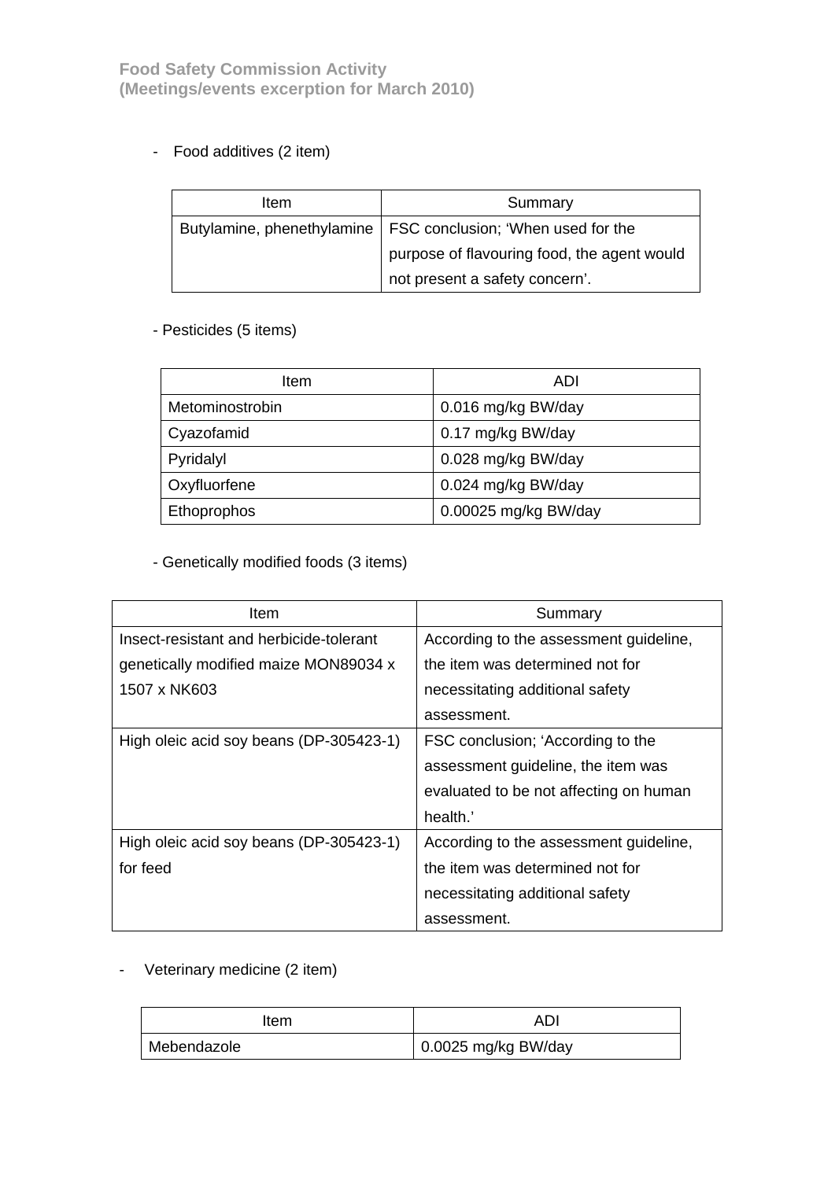- Food additives (2 item)

| Item | Summary |
| --- | --- |
| Butylamine, phenethylamine | FSC conclusion; ‘When used for the purpose of flavouring food, the agent would not present a safety concern’. |

- Pesticides (5 items)

| Item | ADI |
| --- | --- |
| Metominostrobin | 0.016 mg/kg BW/day |
| Cyazofamid | 0.17 mg/kg BW/day |
| Pyridalyl | 0.028 mg/kg BW/day |
| Oxyfluorfene | 0.024 mg/kg BW/day |
| Ethoprophos | 0.00025 mg/kg BW/day |

- Genetically modified foods (3 items)

| Item | Summary |
| --- | --- |
| Insect-resistant and herbicide-tolerant genetically modified maize MON89034 x 1507 x NK603 | According to the assessment guideline, the item was determined not for necessitating additional safety assessment. |
| High oleic acid soy beans (DP-305423-1) | FSC conclusion; ‘According to the assessment guideline, the item was evaluated to be not affecting on human health.’ |
| High oleic acid soy beans (DP-305423-1) for feed | According to the assessment guideline, the item was determined not for necessitating additional safety assessment. |

- Veterinary medicine (2 item)

| Item | ADI |
| --- | --- |
| Mebendazole | 0.0025 mg/kg BW/day |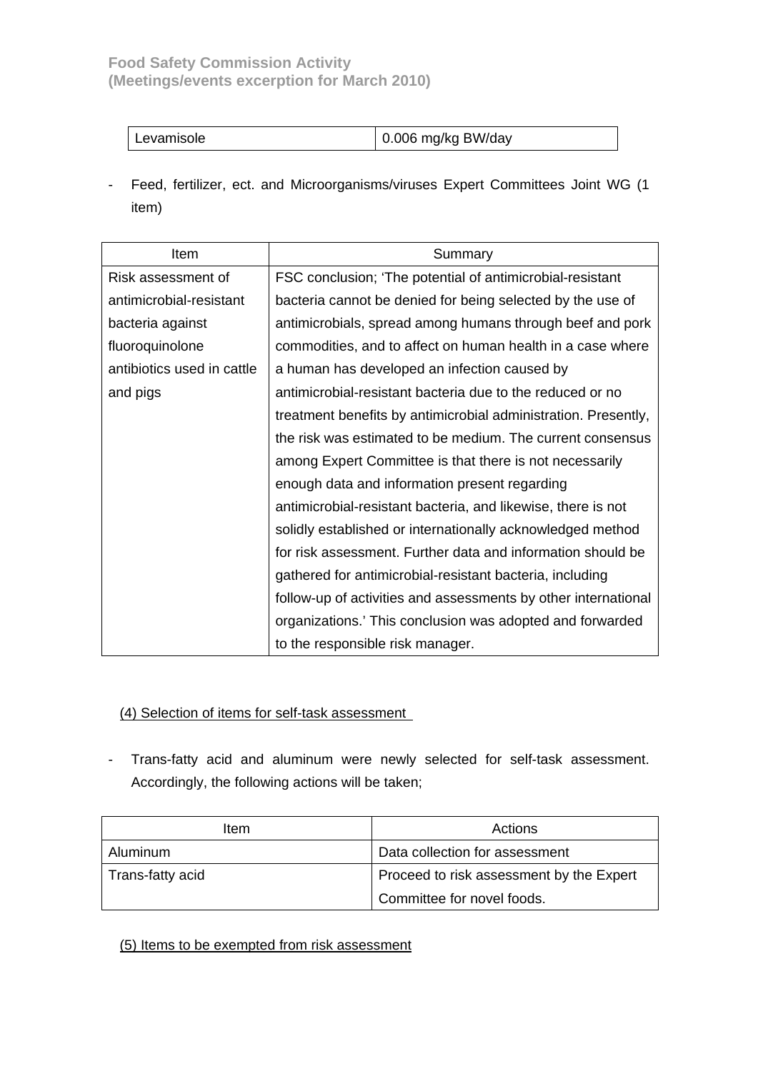| Levamisole | 0.006 mg/kg BW/day |
|---|---|

- Feed, fertilizer, ect. and Microorganisms/viruses Expert Committees Joint WG (1 item)

| Item | Summary |
|---|---|
| Risk assessment of antimicrobial-resistant bacteria against fluoroquinolone antibiotics used in cattle and pigs | FSC conclusion; 'The potential of antimicrobial-resistant bacteria cannot be denied for being selected by the use of antimicrobials, spread among humans through beef and pork commodities, and to affect on human health in a case where a human has developed an infection caused by antimicrobial-resistant bacteria due to the reduced or no treatment benefits by antimicrobial administration. Presently, the risk was estimated to be medium. The current consensus among Expert Committee is that there is not necessarily enough data and information present regarding antimicrobial-resistant bacteria, and likewise, there is not solidly established or internationally acknowledged method for risk assessment. Further data and information should be gathered for antimicrobial-resistant bacteria, including follow-up of activities and assessments by other international organizations.' This conclusion was adopted and forwarded to the responsible risk manager. |

<u>(4) Selection of items for self-task assessment</u>

- Trans-fatty acid and aluminum were newly selected for self-task assessment. Accordingly, the following actions will be taken;

| Item | Actions |
|---|---|
| Aluminum | Data collection for assessment |
| Trans-fatty acid | Proceed to risk assessment by the Expert Committee for novel foods. |

<u>(5) Items to be exempted from risk assessment</u>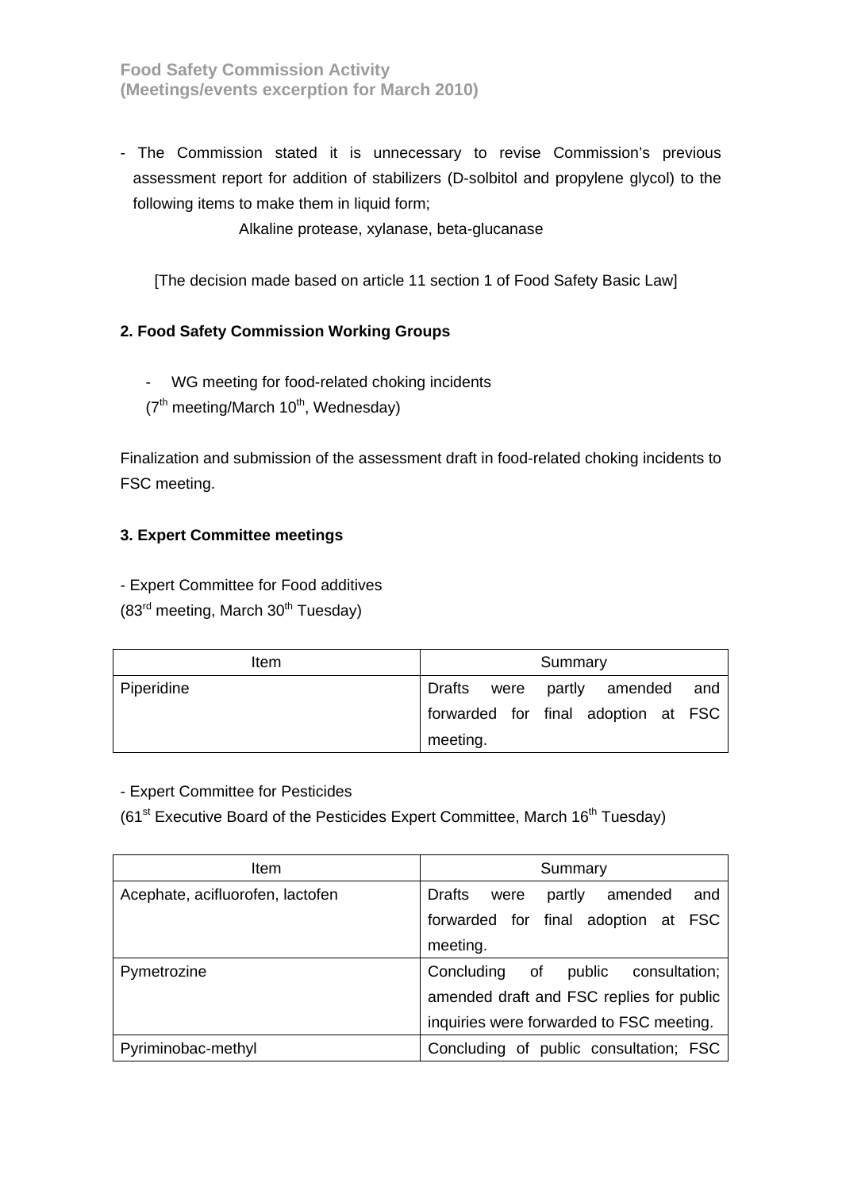- The Commission stated it is unnecessary to revise Commission's previous assessment report for addition of stabilizers (D-solbitol and propylene glycol) to the following items to make them in liquid form;

  Alkaline protease, xylanase, beta-glucanase

  [The decision made based on article 11 section 1 of Food Safety Basic Law]

## 2. Food Safety Commission Working Groups

- WG meeting for food-related choking incidents
  (7th meeting/March 10th, Wednesday)

Finalization and submission of the assessment draft in food-related choking incidents to FSC meeting.

## 3. Expert Committee meetings

- Expert Committee for Food additives
(83rd meeting, March 30th Tuesday)

| Item | Summary |
|---|---|
| Piperidine | Drafts were partly amended and forwarded for final adoption at FSC meeting. |

- Expert Committee for Pesticides
(61st Executive Board of the Pesticides Expert Committee, March 16th Tuesday)

| Item | Summary |
|---|---|
| Acephate, acifluorofen, lactofen | Drafts were partly amended and forwarded for final adoption at FSC meeting. |
| Pymetrozine | Concluding of public consultation; amended draft and FSC replies for public inquiries were forwarded to FSC meeting. |
| Pyriminobac-methyl | Concluding of public consultation; FSC |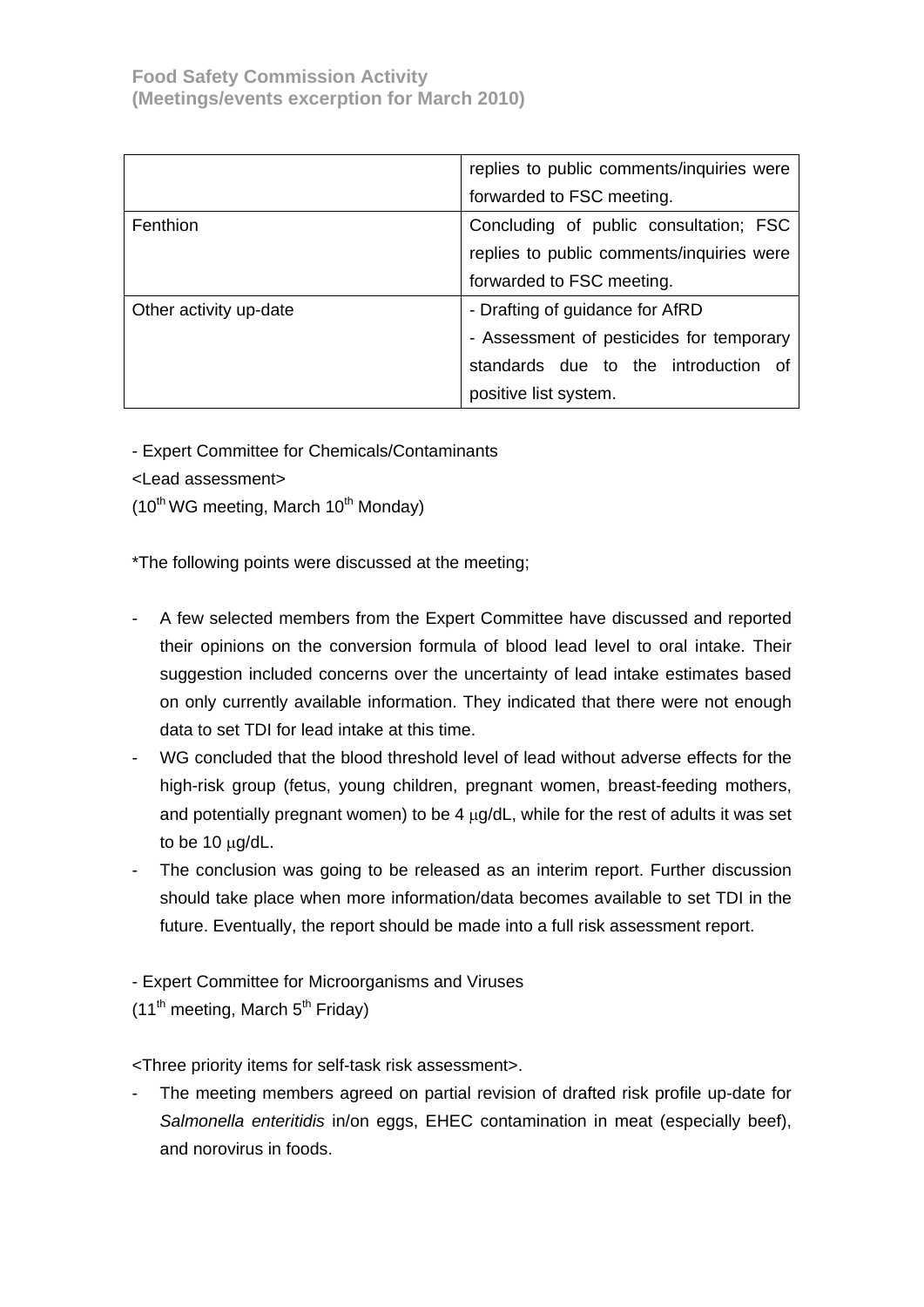| | |
|---|---|
| | replies to public comments/inquiries were forwarded to FSC meeting. |
| Fenthion | Concluding of public consultation; FSC replies to public comments/inquiries were forwarded to FSC meeting. |
| Other activity up-date | - Drafting of guidance for AfRD<br>- Assessment of pesticides for temporary standards due to the introduction of positive list system. |

- Expert Committee for Chemicals/Contaminants

<Lead assessment>

(10th WG meeting, March 10th Monday)

*The following points were discussed at the meeting;

- A few selected members from the Expert Committee have discussed and reported their opinions on the conversion formula of blood lead level to oral intake. Their suggestion included concerns over the uncertainty of lead intake estimates based on only currently available information. They indicated that there were not enough data to set TDI for lead intake at this time.
- WG concluded that the blood threshold level of lead without adverse effects for the high-risk group (fetus, young children, pregnant women, breast-feeding mothers, and potentially pregnant women) to be 4 μg/dL, while for the rest of adults it was set to be 10 μg/dL.
- The conclusion was going to be released as an interim report. Further discussion should take place when more information/data becomes available to set TDI in the future. Eventually, the report should be made into a full risk assessment report.

- Expert Committee for Microorganisms and Viruses

(11th meeting, March 5th Friday)

<Three priority items for self-task risk assessment>.

- The meeting members agreed on partial revision of drafted risk profile up-date for *Salmonella enteritidis* in/on eggs, EHEC contamination in meat (especially beef), and norovirus in foods.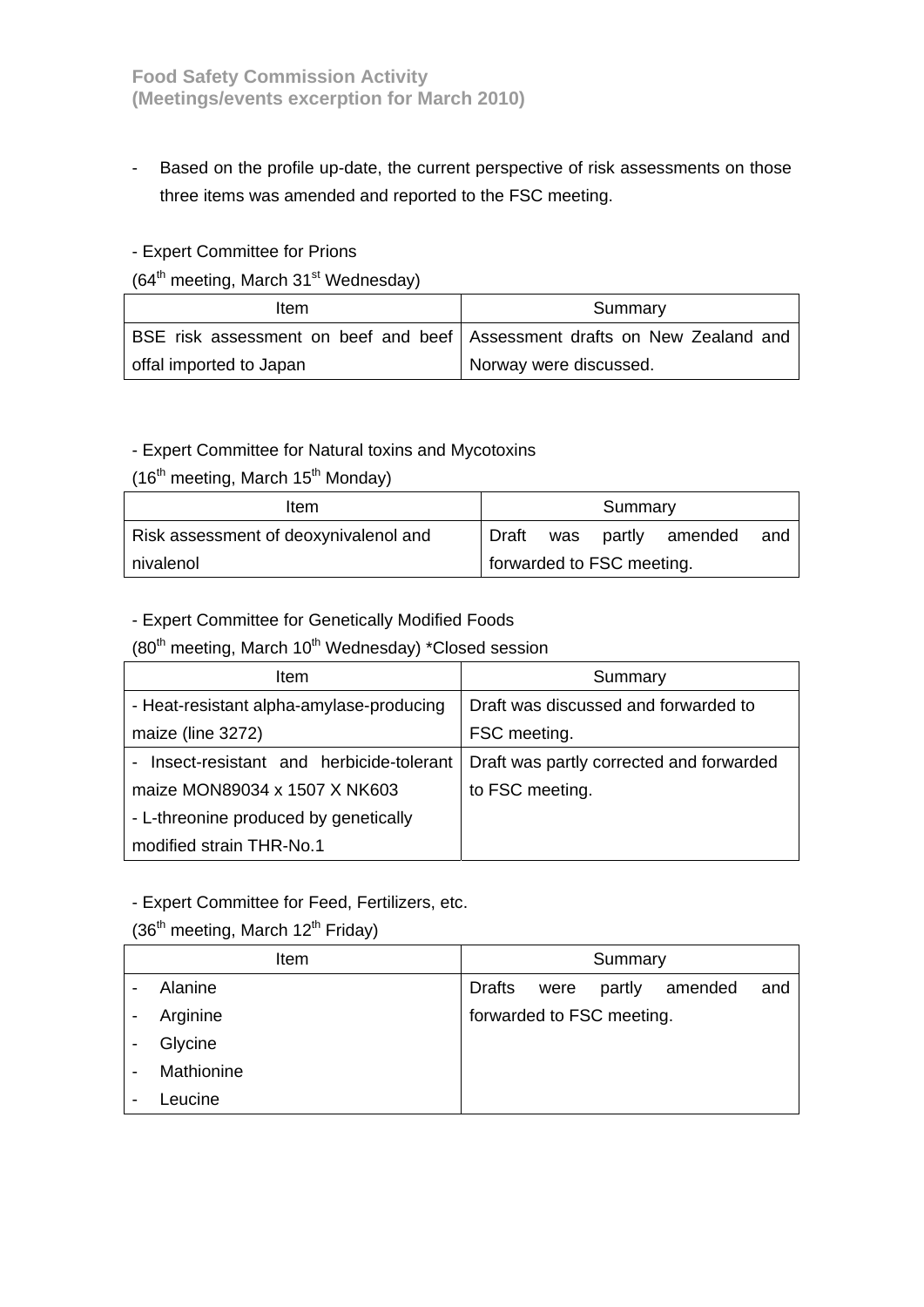- Based on the profile up-date, the current perspective of risk assessments on those three items was amended and reported to the FSC meeting.

- Expert Committee for Prions

(64th meeting, March 31st Wednesday)

| Item | Summary |
|---|---|
| BSE risk assessment on beef and beef offal imported to Japan | Assessment drafts on New Zealand and Norway were discussed. |

- Expert Committee for Natural toxins and Mycotoxins

(16th meeting, March 15th Monday)

| Item | Summary |
|---|---|
| Risk assessment of deoxynivalenol and nivalenol | Draft was partly amended and forwarded to FSC meeting. |

- Expert Committee for Genetically Modified Foods

(80th meeting, March 10th Wednesday) *Closed session

| Item | Summary |
|---|---|
| - Heat-resistant alpha-amylase-producing maize (line 3272) | Draft was discussed and forwarded to FSC meeting. |
| - Insect-resistant and herbicide-tolerant maize MON89034 x 1507 X NK603<br>- L-threonine produced by genetically modified strain THR-No.1 | Draft was partly corrected and forwarded to FSC meeting. |

- Expert Committee for Feed, Fertilizers, etc.

(36th meeting, March 12th Friday)

| Item | Summary |
|---|---|
| - Alanine<br>- Arginine<br>- Glycine<br>- Mathionine<br>- Leucine | Drafts were partly amended and forwarded to FSC meeting. |